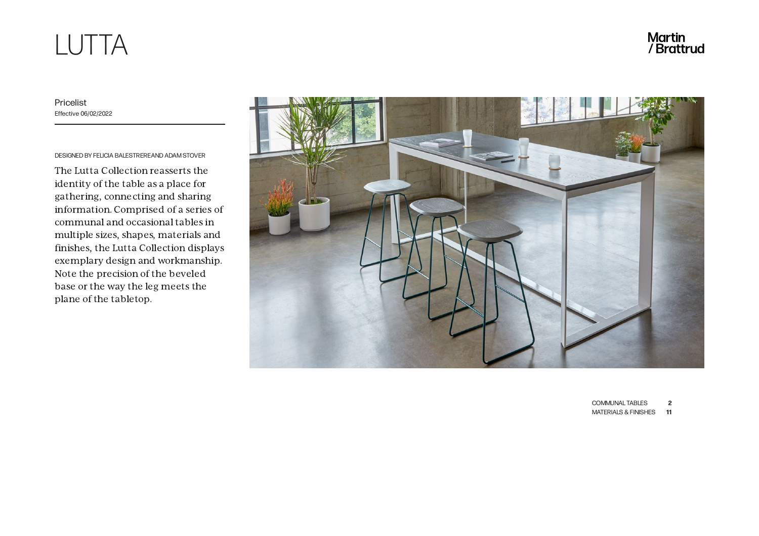# LUTTA

Martin / Brattrud

Pricelist
Effective 06/02/2022

DESIGNED BY FELICIA BALESTREREAND ADAM STOVER

The Lutta Collection reasserts the identity of the table as a place for gathering, connecting and sharing information. Comprised of a series of communal and occasional tables in multiple sizes, shapes, materials and finishes, the Lutta Collection displays exemplary design and workmanship. Note the precision of the beveled base or the way the leg meets the plane of the tabletop.

| | |
|---|---|
| COMMUNAL TABLES | 2 |
| MATERIALS & FINISHES | 11 |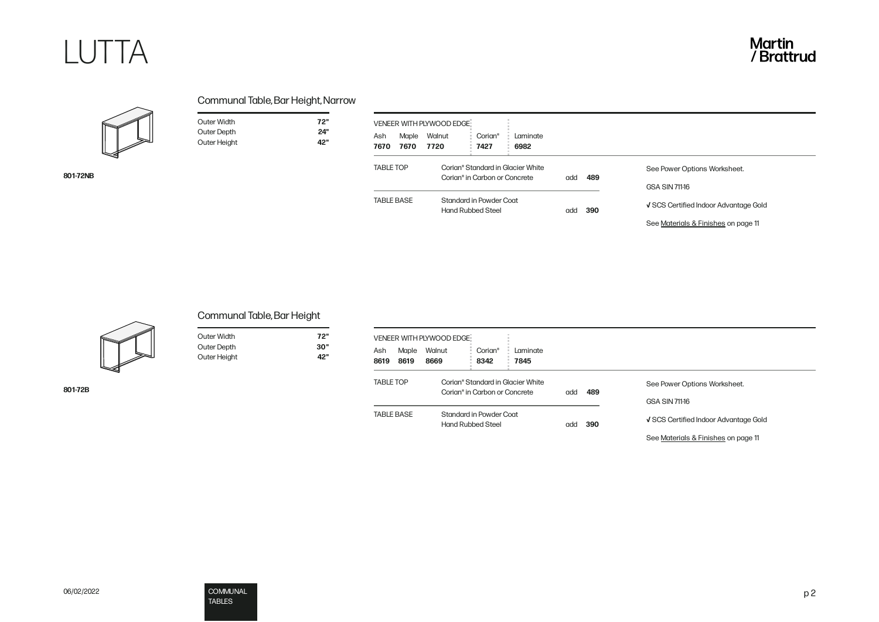# LUTTA

## Communal Table, Bar Height, Narrow

**801-72NB**

| | |
|---|---|
| Outer Width | **72"** |
| Outer Depth | **24"** |
| Outer Height | **42"** |

| VENEER WITH PLYWOOD EDGE | | | | |
|---|---|---|---|---|
| Ash | Maple | Walnut | Corian® | Laminate |
| **7670** | **7670** | **7720** | **7427** | **6982** |

| | | | |
|---|---|---|---|
| TABLE TOP | Corian® Standard in Glacier White | | |
| | Corian® in Carbon or Concrete | add | **489** |
| TABLE BASE | Standard in Powder Coat | | |
| | Hand Rubbed Steel | add | **390** |

See Power Options Worksheet.

GSA SIN 711-16

√ SCS Certified Indoor Advantage Gold

See Materials & Finishes on page 11

## Communal Table, Bar Height

**801-72B**

| | |
|---|---|
| Outer Width | **72"** |
| Outer Depth | **30"** |
| Outer Height | **42"** |

| VENEER WITH PLYWOOD EDGE | | | | |
|---|---|---|---|---|
| Ash | Maple | Walnut | Corian® | Laminate |
| **8619** | **8619** | **8669** | **8342** | **7845** |

| | | | |
|---|---|---|---|
| TABLE TOP | Corian® Standard in Glacier White | | |
| | Corian® in Carbon or Concrete | add | **489** |
| TABLE BASE | Standard in Powder Coat | | |
| | Hand Rubbed Steel | add | **390** |

See Power Options Worksheet.

GSA SIN 711-16

√ SCS Certified Indoor Advantage Gold

See Materials & Finishes on page 11

06/02/2022

COMMUNAL TABLES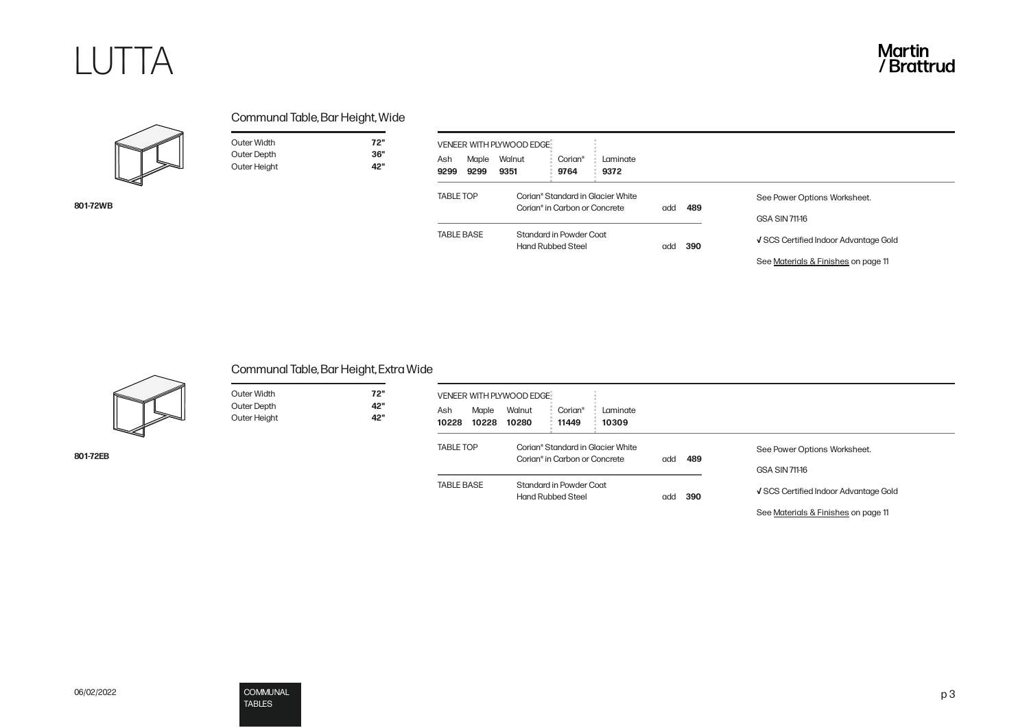# LUTTA

## Communal Table, Bar Height, Wide

801-72WB

| | |
|---|---|
| Outer Width | **72"** |
| Outer Depth | **36"** |
| Outer Height | **42"** |

| VENEER WITH PLYWOOD EDGE | | | | |
|---|---|---|---|---|
| Ash | Maple | Walnut | Corian® | Laminate |
| **9299** | **9299** | **9351** | **9764** | **9372** |

| | | | |
|---|---|---|---|
| TABLE TOP | Corian® Standard in Glacier White | | |
| | Corian® in Carbon or Concrete | add | **489** |
| TABLE BASE | Standard in Powder Coat | | |
| | Hand Rubbed Steel | add | **390** |

See Power Options Worksheet.

GSA SIN 711-16

√ SCS Certified Indoor Advantage Gold

See Materials & Finishes on page 11

## Communal Table, Bar Height, Extra Wide

801-72EB

| | |
|---|---|
| Outer Width | **72"** |
| Outer Depth | **42"** |
| Outer Height | **42"** |

| VENEER WITH PLYWOOD EDGE | | | | |
|---|---|---|---|---|
| Ash | Maple | Walnut | Corian® | Laminate |
| **10228** | **10228** | **10280** | **11449** | **10309** |

| | | | |
|---|---|---|---|
| TABLE TOP | Corian® Standard in Glacier White | | |
| | Corian® in Carbon or Concrete | add | **489** |
| TABLE BASE | Standard in Powder Coat | | |
| | Hand Rubbed Steel | add | **390** |

See Power Options Worksheet.

GSA SIN 711-16

√ SCS Certified Indoor Advantage Gold

See Materials & Finishes on page 11

06/02/2022

COMMUNAL TABLES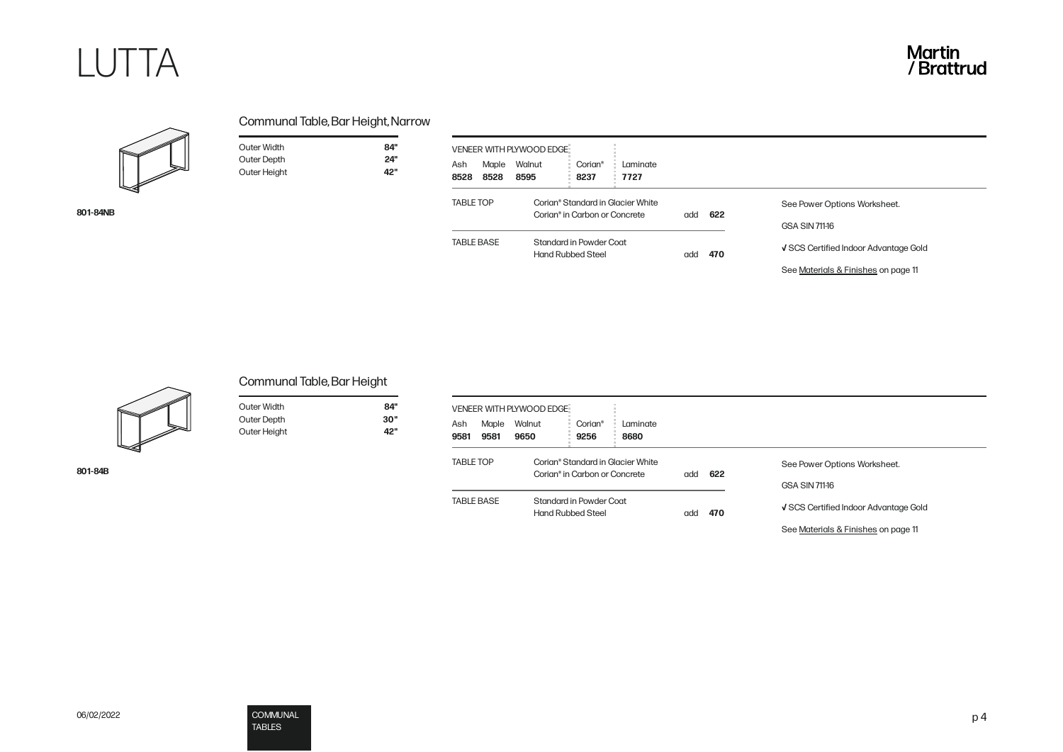# LUTTA

Martin / Brattrud

## Communal Table, Bar Height, Narrow

801-84NB

| | |
|---|---|
| Outer Width | **84"** |
| Outer Depth | **24"** |
| Outer Height | **42"** |

| VENEER WITH PLYWOOD EDGE | | | | |
|---|---|---|---|---|
| Ash | Maple | Walnut | Corian® | Laminate |
| **8528** | **8528** | **8595** | **8237** | **7727** |

| | | | |
|---|---|---|---|
| TABLE TOP | Corian® Standard in Glacier White | | |
| | Corian® in Carbon or Concrete | add | **622** |
| TABLE BASE | Standard in Powder Coat | | |
| | Hand Rubbed Steel | add | **470** |

See Power Options Worksheet.

GSA SIN 711-16

√ SCS Certified Indoor Advantage Gold

See Materials & Finishes on page 11

## Communal Table, Bar Height

801-84B

| | |
|---|---|
| Outer Width | **84"** |
| Outer Depth | **30"** |
| Outer Height | **42"** |

| VENEER WITH PLYWOOD EDGE | | | | |
|---|---|---|---|---|
| Ash | Maple | Walnut | Corian® | Laminate |
| **9581** | **9581** | **9650** | **9256** | **8680** |

| | | | |
|---|---|---|---|
| TABLE TOP | Corian® Standard in Glacier White | | |
| | Corian® in Carbon or Concrete | add | **622** |
| TABLE BASE | Standard in Powder Coat | | |
| | Hand Rubbed Steel | add | **470** |

See Power Options Worksheet.

GSA SIN 711-16

√ SCS Certified Indoor Advantage Gold

See Materials & Finishes on page 11

06/02/2022

COMMUNAL TABLES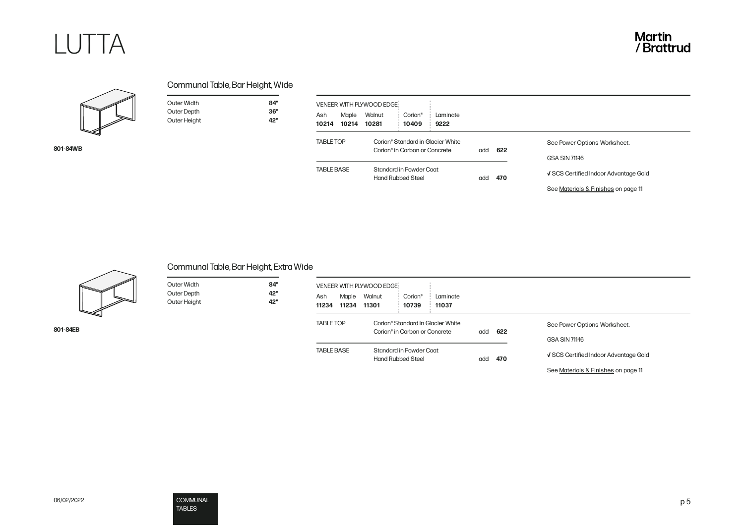# LUTTA

## Communal Table, Bar Height, Wide

**801-84WB**

| | |
|---|---|
| Outer Width | **84"** |
| Outer Depth | **36"** |
| Outer Height | **42"** |

| VENEER WITH PLYWOOD EDGE | | | | |
|---|---|---|---|---|
| Ash | Maple | Walnut | Corian® | Laminate |
| **10214** | **10214** | **10281** | **10409** | **9222** |

| | | | |
|---|---|---|---|
| TABLE TOP | Corian® Standard in Glacier White | | |
| | Corian® in Carbon or Concrete | add | **622** |
| TABLE BASE | Standard in Powder Coat | | |
| | Hand Rubbed Steel | add | **470** |

See Power Options Worksheet.

GSA SIN 711-16

√ SCS Certified Indoor Advantage Gold

See Materials & Finishes on page 11

## Communal Table, Bar Height, Extra Wide

**801-84EB**

| | |
|---|---|
| Outer Width | **84"** |
| Outer Depth | **42"** |
| Outer Height | **42"** |

| VENEER WITH PLYWOOD EDGE | | | | |
|---|---|---|---|---|
| Ash | Maple | Walnut | Corian® | Laminate |
| **11234** | **11234** | **11301** | **10739** | **11037** |

| | | | |
|---|---|---|---|
| TABLE TOP | Corian® Standard in Glacier White | | |
| | Corian® in Carbon or Concrete | add | **622** |
| TABLE BASE | Standard in Powder Coat | | |
| | Hand Rubbed Steel | add | **470** |

See Power Options Worksheet.

GSA SIN 711-16

√ SCS Certified Indoor Advantage Gold

See Materials & Finishes on page 11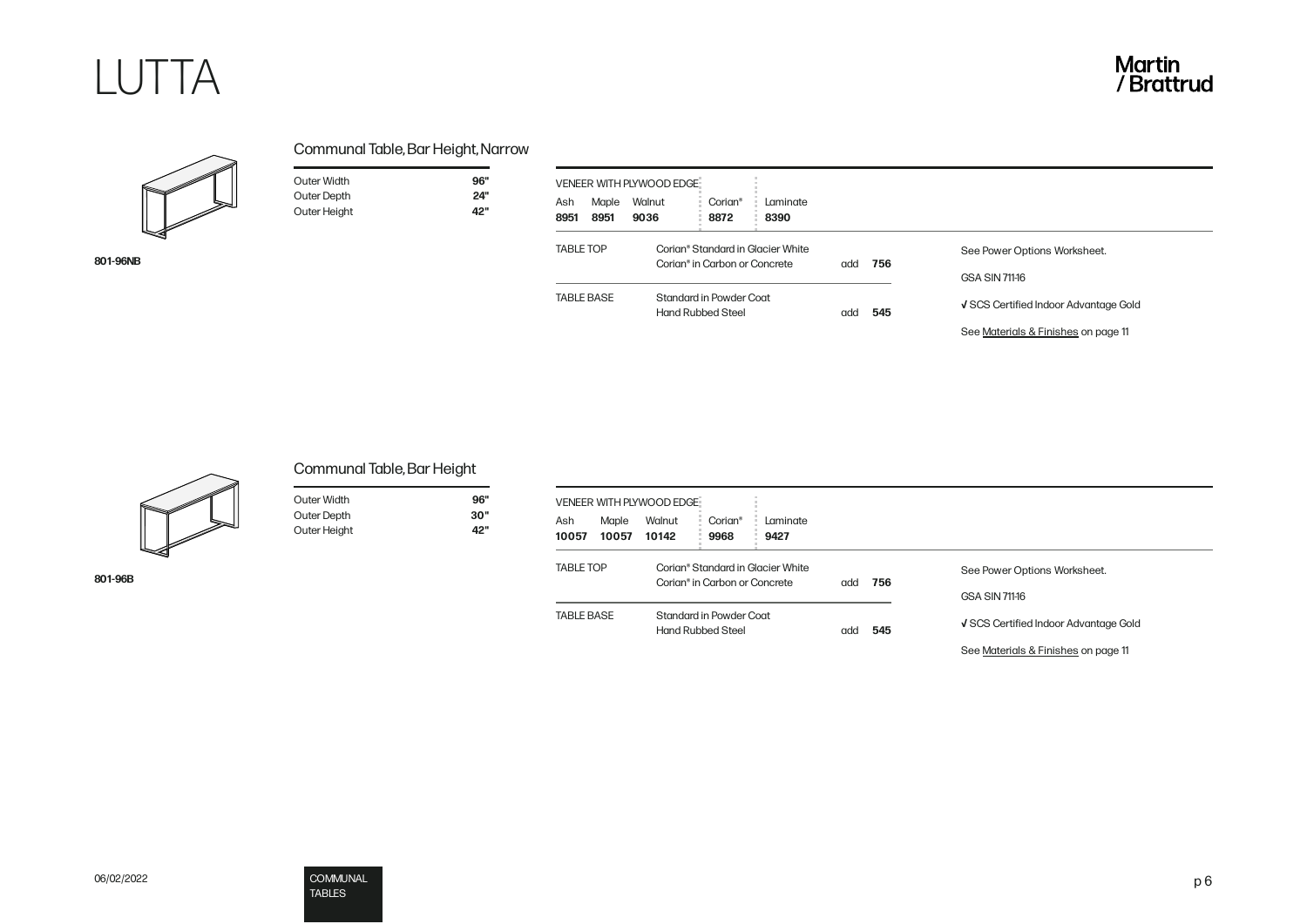# LUTTA

Martin / Brattrud

## Communal Table, Bar Height, Narrow

**801-96NB**

| | |
|---|---|
| Outer Width | **96"** |
| Outer Depth | **24"** |
| Outer Height | **42"** |

| VENEER WITH PLYWOOD EDGE | | | | |
|---|---|---|---|---|
| Ash | Maple | Walnut | Corian® | Laminate |
| **8951** | **8951** | **9036** | **8872** | **8390** |

| | | | |
|---|---|---|---|
| TABLE TOP | Corian® Standard in Glacier White<br>Corian® in Carbon or Concrete | add | **756** |
| TABLE BASE | Standard in Powder Coat<br>Hand Rubbed Steel | add | **545** |

See Power Options Worksheet.

GSA SIN 711-16

√ SCS Certified Indoor Advantage Gold

See Materials & Finishes on page 11

## Communal Table, Bar Height

**801-96B**

| | |
|---|---|
| Outer Width | **96"** |
| Outer Depth | **30"** |
| Outer Height | **42"** |

| VENEER WITH PLYWOOD EDGE | | | | |
|---|---|---|---|---|
| Ash | Maple | Walnut | Corian® | Laminate |
| **10057** | **10057** | **10142** | **9968** | **9427** |

| | | | |
|---|---|---|---|
| TABLE TOP | Corian® Standard in Glacier White<br>Corian® in Carbon or Concrete | add | **756** |
| TABLE BASE | Standard in Powder Coat<br>Hand Rubbed Steel | add | **545** |

See Power Options Worksheet.

GSA SIN 711-16

√ SCS Certified Indoor Advantage Gold

See Materials & Finishes on page 11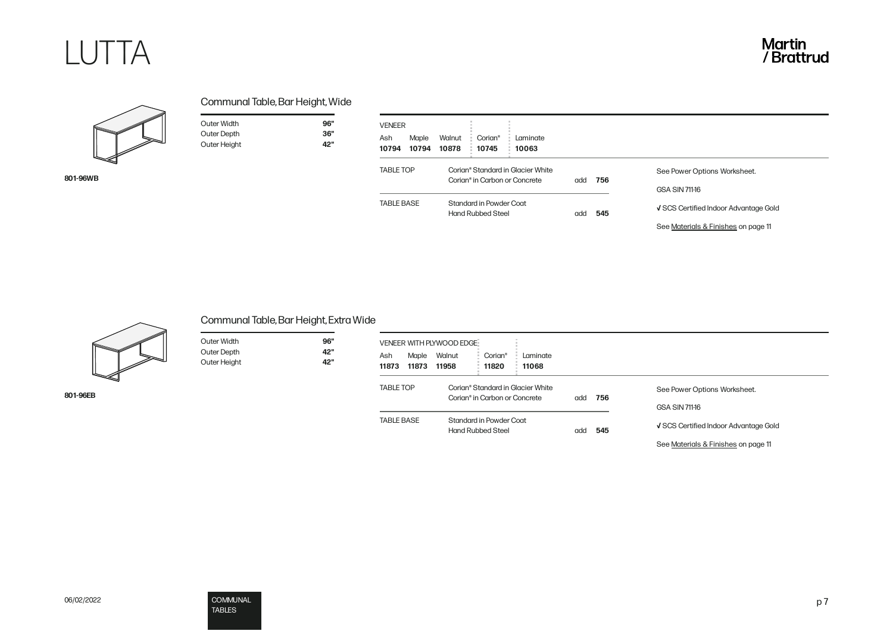# LUTTA

Martin / Brattrud

## Communal Table, Bar Height, Wide

801-96WB

| | |
|---|---|
| Outer Width | **96"** |
| Outer Depth | **36"** |
| Outer Height | **42"** |

| VENEER | | | | |
|---|---|---|---|---|
| Ash | Maple | Walnut | Corian® | Laminate |
| **10794** | **10794** | **10878** | **10745** | **10063** |

| | | | |
|---|---|---|---|
| TABLE TOP | Corian® Standard in Glacier White | | |
| | Corian® in Carbon or Concrete | add | **756** |
| TABLE BASE | Standard in Powder Coat | | |
| | Hand Rubbed Steel | add | **545** |

See Power Options Worksheet.

GSA SIN 711-16

√ SCS Certified Indoor Advantage Gold

See Materials & Finishes on page 11

## Communal Table, Bar Height, Extra Wide

801-96EB

| | |
|---|---|
| Outer Width | **96"** |
| Outer Depth | **42"** |
| Outer Height | **42"** |

| VENEER WITH PLYWOOD EDGE | | | | |
|---|---|---|---|---|
| Ash | Maple | Walnut | Corian® | Laminate |
| **11873** | **11873** | **11958** | **11820** | **11068** |

| | | | |
|---|---|---|---|
| TABLE TOP | Corian® Standard in Glacier White | | |
| | Corian® in Carbon or Concrete | add | **756** |
| TABLE BASE | Standard in Powder Coat | | |
| | Hand Rubbed Steel | add | **545** |

See Power Options Worksheet.

GSA SIN 711-16

√ SCS Certified Indoor Advantage Gold

See Materials & Finishes on page 11

06/02/2022

COMMUNAL TABLES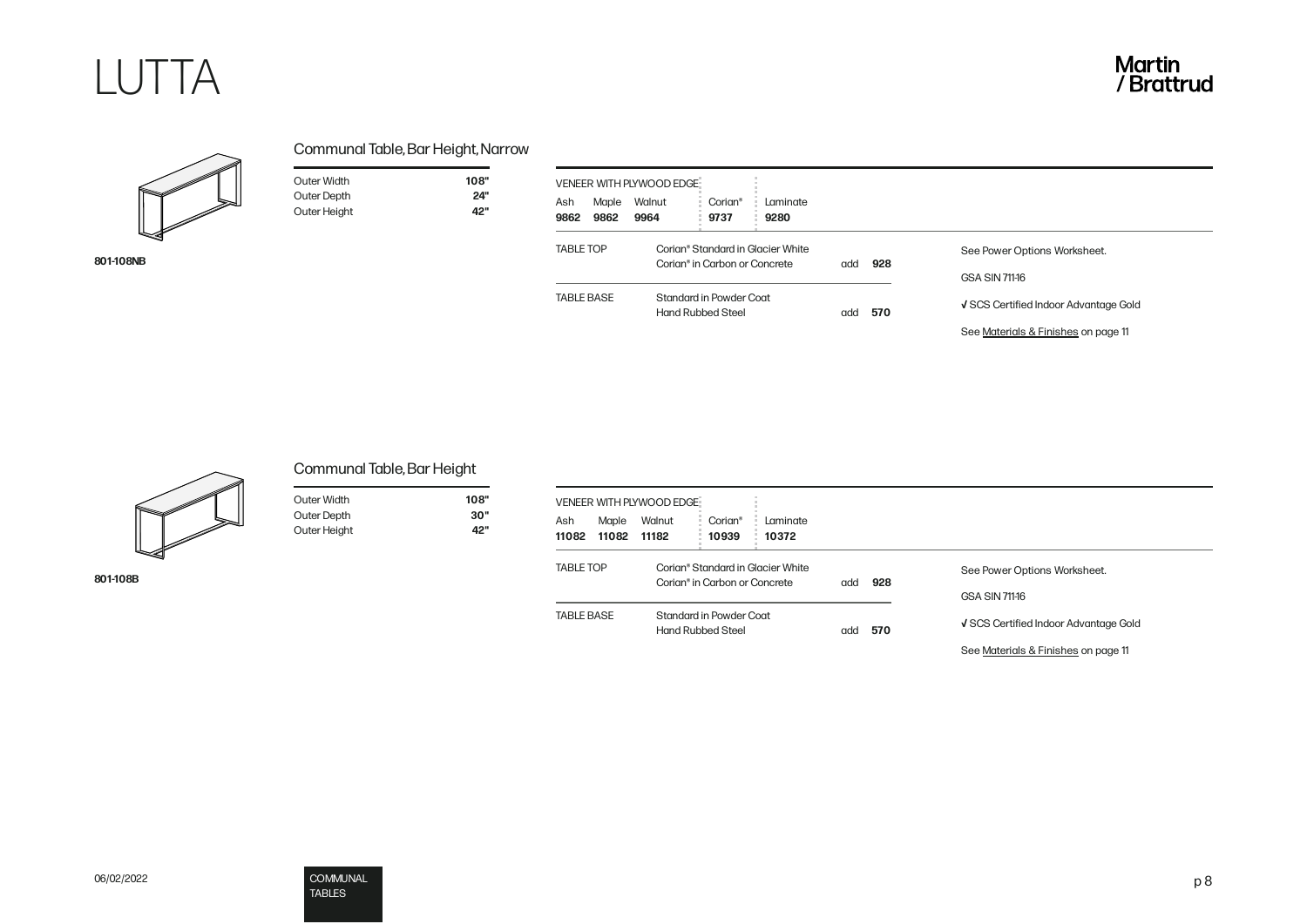# LUTTA

Martin / Brattrud

## Communal Table, Bar Height, Narrow

801-108NB

| | |
|---|---|
| Outer Width | **108"** |
| Outer Depth | **24"** |
| Outer Height | **42"** |

| VENEER WITH PLYWOOD EDGE | | | | |
|---|---|---|---|---|
| Ash | Maple | Walnut | Corian® | Laminate |
| **9862** | **9862** | **9964** | **9737** | **9280** |

| | | | |
|---|---|---|---|
| TABLE TOP | Corian® Standard in Glacier White<br>Corian® in Carbon or Concrete | add | **928** |
| TABLE BASE | Standard in Powder Coat<br>Hand Rubbed Steel | add | **570** |

See Power Options Worksheet.

GSA SIN 711-16

√ SCS Certified Indoor Advantage Gold

See Materials & Finishes on page 11

## Communal Table, Bar Height

801-108B

| | |
|---|---|
| Outer Width | **108"** |
| Outer Depth | **30"** |
| Outer Height | **42"** |

| VENEER WITH PLYWOOD EDGE | | | | |
|---|---|---|---|---|
| Ash | Maple | Walnut | Corian® | Laminate |
| **11082** | **11082** | **11182** | **10939** | **10372** |

| | | | |
|---|---|---|---|
| TABLE TOP | Corian® Standard in Glacier White<br>Corian® in Carbon or Concrete | add | **928** |
| TABLE BASE | Standard in Powder Coat<br>Hand Rubbed Steel | add | **570** |

See Power Options Worksheet.

GSA SIN 711-16

√ SCS Certified Indoor Advantage Gold

See Materials & Finishes on page 11

06/02/2022

COMMUNAL TABLES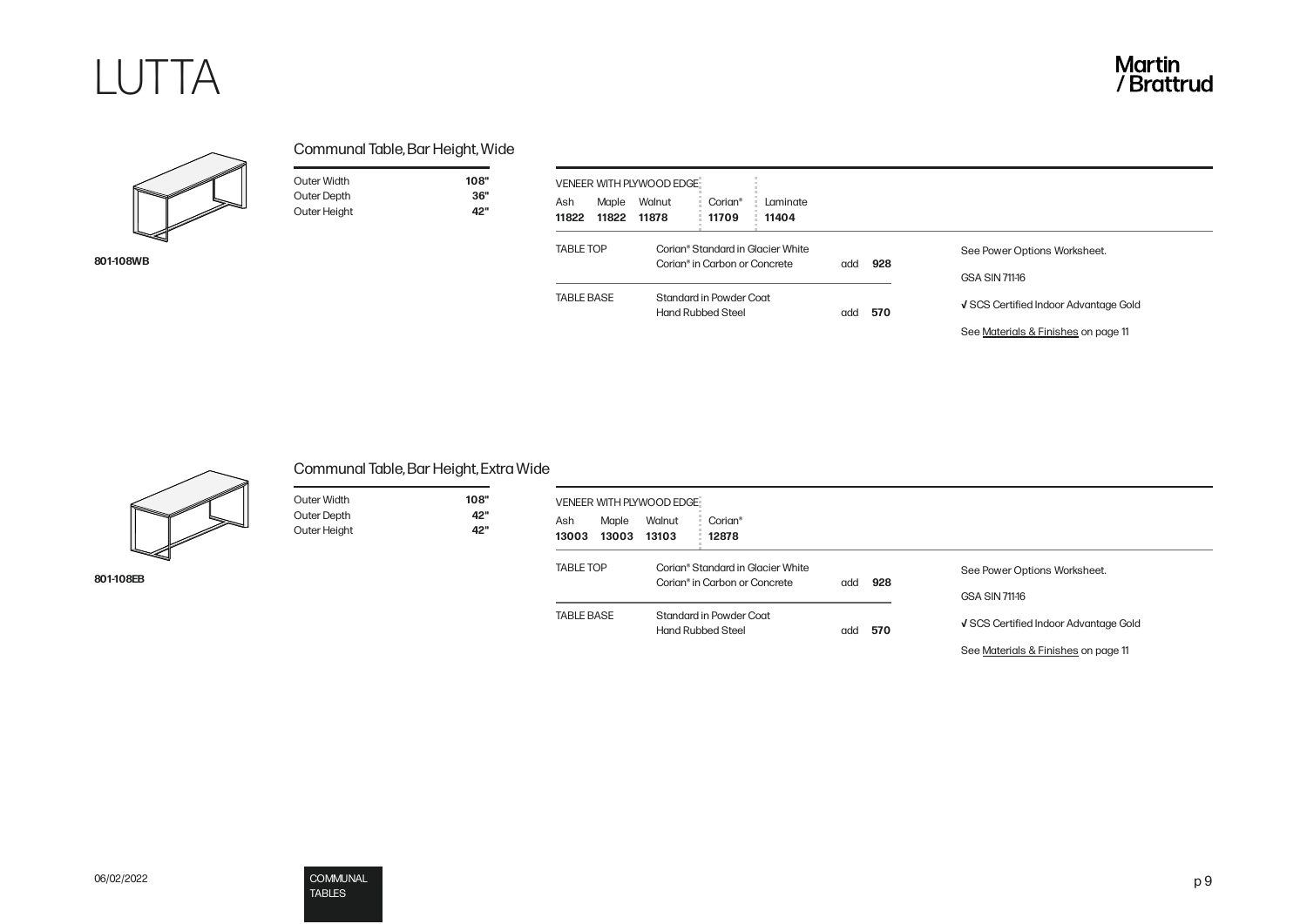# LUTTA

Martin / Brattrud

## Communal Table, Bar Height, Wide

801-108WB

| | |
|---|---|
| Outer Width | **108"** |
| Outer Depth | **36"** |
| Outer Height | **42"** |

| VENEER WITH PLYWOOD EDGE | | | | |
|---|---|---|---|---|
| Ash | Maple | Walnut | Corian® | Laminate |
| **11822** | **11822** | **11878** | **11709** | **11404** |

| | | | |
|---|---|---|---|
| TABLE TOP | Corian® Standard in Glacier White | | |
| | Corian® in Carbon or Concrete | add | **928** |
| TABLE BASE | Standard in Powder Coat | | |
| | Hand Rubbed Steel | add | **570** |

See Power Options Worksheet.

GSA SIN 711-16

√ SCS Certified Indoor Advantage Gold

See Materials & Finishes on page 11

## Communal Table, Bar Height, Extra Wide

801-108EB

| | |
|---|---|
| Outer Width | **108"** |
| Outer Depth | **42"** |
| Outer Height | **42"** |

| VENEER WITH PLYWOOD EDGE | | | |
|---|---|---|---|
| Ash | Maple | Walnut | Corian® |
| **13003** | **13003** | **13103** | **12878** |

| | | | |
|---|---|---|---|
| TABLE TOP | Corian® Standard in Glacier White | | |
| | Corian® in Carbon or Concrete | add | **928** |
| TABLE BASE | Standard in Powder Coat | | |
| | Hand Rubbed Steel | add | **570** |

See Power Options Worksheet.

GSA SIN 711-16

√ SCS Certified Indoor Advantage Gold

See Materials & Finishes on page 11

06/02/2022

COMMUNAL TABLES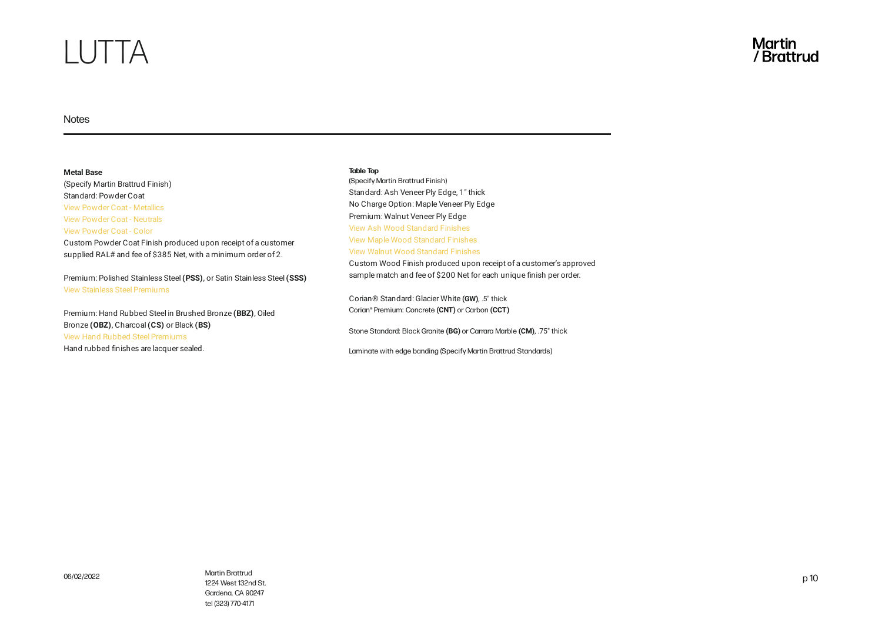# LUTTA

## Notes

**Metal Base**
(Specify Martin Brattrud Finish)
Standard: Powder Coat
View Powder Coat - Metallics
View Powder Coat - Neutrals
View Powder Coat - Color
Custom Powder Coat Finish produced upon receipt of a customer supplied RAL# and fee of $385 Net, with a minimum order of 2.

Premium: Polished Stainless Steel **(PSS)**, or Satin Stainless Steel **(SSS)**
View Stainless Steel Premiums

Premium: Hand Rubbed Steel in Brushed Bronze **(BBZ)**, Oiled Bronze **(OBZ)**, Charcoal **(CS)** or Black **(BS)**
View Hand Rubbed Steel Premiums
Hand rubbed finishes are lacquer sealed.

**Table Top**
(Specify Martin Brattrud Finish)
Standard: Ash Veneer Ply Edge, 1" thick
No Charge Option: Maple Veneer Ply Edge
Premium: Walnut Veneer Ply Edge
View Ash Wood Standard Finishes
View Maple Wood Standard Finishes
View Walnut Wood Standard Finishes
Custom Wood Finish produced upon receipt of a customer's approved sample match and fee of $200 Net for each unique finish per order.

Corian® Standard: Glacier White **(GW)**, .5" thick
Corian® Premium: Concrete **(CNT)** or Carbon **(CCT)**

Stone Standard: Black Granite **(BG)** or Carrara Marble **(CM)**, .75" thick

Laminate with edge banding (Specify Martin Brattrud Standards)

06/02/2022

Martin Brattrud
1224 West 132nd St.
Gardena, CA 90247
tel (323) 770-4171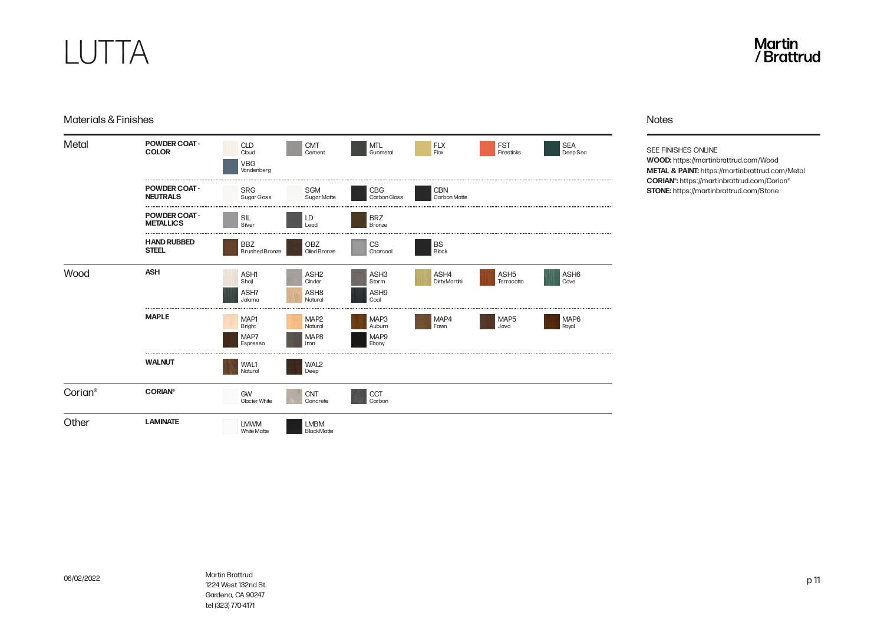# LUTTA

Martin / Brattrud

## Materials & Finishes

| | | | | | | | |
|---|---|---|---|---|---|---|---|
| Metal | **POWDER COAT - COLOR** | CLD Cloud | CMT Cement | MTL Gunmetal | FLX Flax | FST Firesticks | SEA Deep Sea |
| | | VBG Vandenberg | | | | | |
| | **POWDER COAT - NEUTRALS** | SRG Sugar Gloss | SGM Sugar Matte | CBG Carbon Gloss | CBN Carbon Matte | | |
| | **POWDER COAT - METALLICS** | SIL Silver | LD Lead | BRZ Bronze | | | |
| | **HAND RUBBED STEEL** | BBZ Brushed Bronze | OBZ Oiled Bronze | CS Charcoal | BS Black | | |
| Wood | **ASH** | ASH1 Shoji | ASH2 Cinder | ASH3 Storm | ASH4 Dirty Martini | ASH5 Terracotta | ASH6 Cove |
| | | ASH7 Jalama | ASH8 Natural | ASH9 Coal | | | |
| | **MAPLE** | MAP1 Bright | MAP2 Natural | MAP3 Auburn | MAP4 Fawn | MAP5 Java | MAP6 Royal |
| | | MAP7 Espresso | MAP8 Iron | MAP9 Ebony | | | |
| | **WALNUT** | WAL1 Natural | WAL2 Deep | | | | |
| Corian® | **CORIAN®** | GW Glacier White | CNT Concrete | CCT Carbon | | | |
| Other | **LAMINATE** | LMWM White Matte | LMBM Black Matte | | | | |

## Notes

SEE FINISHES ONLINE
**WOOD:** https://martinbrattrud.com/Wood
**METAL & PAINT:** https://martinbrattrud.com/Metal
**CORIAN®:** https://martinbrattrud.com/Corian®
**STONE:** https://martinbrattrud.com/Stone

06/02/2022

Martin Brattrud
1224 West 132nd St.
Gardena, CA 90247
tel (323) 770-4171